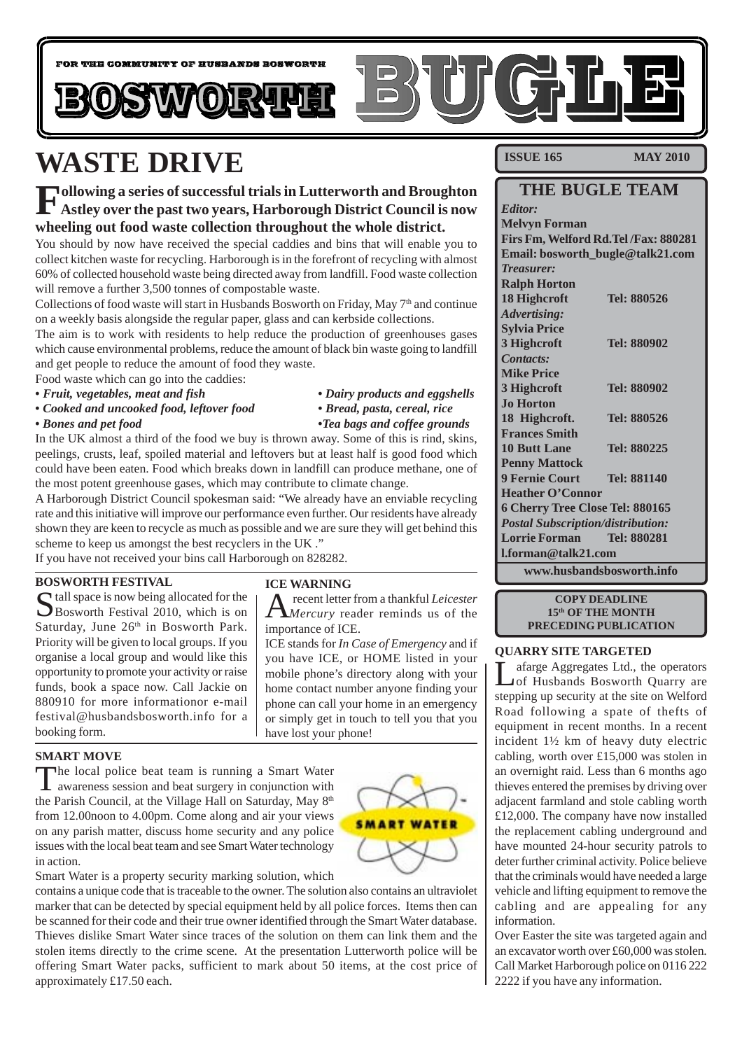FOR THE COMMUNITY OF HUSBANDS BOSWORTH

# BOSWORTH BUGLE

**ISSUE 165 MAY 2010**

# WASTE DRIVE

**Following a series of successful trials in Lutterworth and Broughton Astley over the past two years, Harborough District Council is now wheeling out food waste collection throughout the whole district.**

You should by now have received the special caddies and bins that will enable you to collect kitchen waste for recycling. Harborough is in the forefront of recycling with almost 60% of collected household waste being directed away from landfill. Food waste collection will remove a further 3,500 tonnes of compostable waste.

Collections of food waste will start in Husbands Bosworth on Friday, May 7th and continue on a weekly basis alongside the regular paper, glass and can kerbside collections.

The aim is to work with residents to help reduce the production of greenhouses gases which cause environmental problems, reduce the amount of black bin waste going to landfill and get people to reduce the amount of food they waste.

Food waste which can go into the caddies:

- ***Fruit, vegetables, meat and fish***
- ***Cooked and uncooked food, leftover food***
- ***Bones and pet food***
- ***Dairy products and eggshells***
- ***Bread, pasta, cereal, rice***
- ***Tea bags and coffee grounds***

In the UK almost a third of the food we buy is thrown away. Some of this is rind, skins, peelings, crusts, leaf, spoiled material and leftovers but at least half is good food which could have been eaten. Food which breaks down in landfill can produce methane, one of the most potent greenhouse gases, which may contribute to climate change.

A Harborough District Council spokesman said: "We already have an enviable recycling rate and this initiative will improve our performance even further. Our residents have already shown they are keen to recycle as much as possible and we are sure they will get behind this scheme to keep us amongst the best recyclers in the UK ."

If you have not received your bins call Harborough on 828282.

## BOSWORTH FESTIVAL

Stall space is now being allocated for the Bosworth Festival 2010, which is on Saturday, June 26th in Bosworth Park. Priority will be given to local groups. If you organise a local group and would like this opportunity to promote your activity or raise funds, book a space now. Call Jackie on 880910 for more informationor e-mail festival@husbandsbosworth.info for a booking form.

## ICE WARNING

A recent letter from a thankful *Leicester Mercury* reader reminds us of the importance of ICE.

ICE stands for *In Case of Emergency* and if you have ICE, or HOME listed in your mobile phone's directory along with your home contact number anyone finding your phone can call your home in an emergency or simply get in touch to tell you that you have lost your phone!

## SMART MOVE

The local police beat team is running a Smart Water awareness session and beat surgery in conjunction with the Parish Council, at the Village Hall on Saturday, May 8th from 12.00noon to 4.00pm. Come along and air your views on any parish matter, discuss home security and any police issues with the local beat team and see Smart Water technology in action.

SMART WATER

Smart Water is a property security marking solution, which contains a unique code that is traceable to the owner. The solution also contains an ultraviolet marker that can be detected by special equipment held by all police forces. Items then can be scanned for their code and their true owner identified through the Smart Water database. Thieves dislike Smart Water since traces of the solution on them can link them and the stolen items directly to the crime scene. At the presentation Lutterworth police will be offering Smart Water packs, sufficient to mark about 50 items, at the cost price of approximately £17.50 each.

## THE BUGLE TEAM

*Editor:*
**Melvyn Forman**
**Firs Fm, Welford Rd.Tel /Fax: 880281**
**Email: bosworth_bugle@talk21.com**

*Treasurer:*
**Ralph Horton**
**18 Highcroft Tel: 880526**

*Advertising:*
**Sylvia Price**
**3 Highcroft Tel: 880902**

*Contacts:*
**Mike Price**
**3 Highcroft Tel: 880902**
**Jo Horton**
**18 Highcroft. Tel: 880526**
**Frances Smith**
**10 Butt Lane Tel: 880225**
**Penny Mattock**
**9 Fernie Court Tel: 881140**
**Heather O'Connor**
**6 Cherry Tree Close Tel: 880165**

*Postal Subscription/distribution:*
**Lorrie Forman Tel: 880281**
**l.forman@talk21.com**

**www.husbandsbosworth.info**

**COPY DEADLINE 15th OF THE MONTH PRECEDING PUBLICATION**

## QUARRY SITE TARGETED

Lafarge Aggregates Ltd., the operators of Husbands Bosworth Quarry are stepping up security at the site on Welford Road following a spate of thefts of equipment in recent months. In a recent incident 1½ km of heavy duty electric cabling, worth over £15,000 was stolen in an overnight raid. Less than 6 months ago thieves entered the premises by driving over adjacent farmland and stole cabling worth £12,000. The company have now installed the replacement cabling underground and have mounted 24-hour security patrols to deter further criminal activity. Police believe that the criminals would have needed a large vehicle and lifting equipment to remove the cabling and are appealing for any information.

Over Easter the site was targeted again and an excavator worth over £60,000 was stolen. Call Market Harborough police on 0116 222 2222 if you have any information.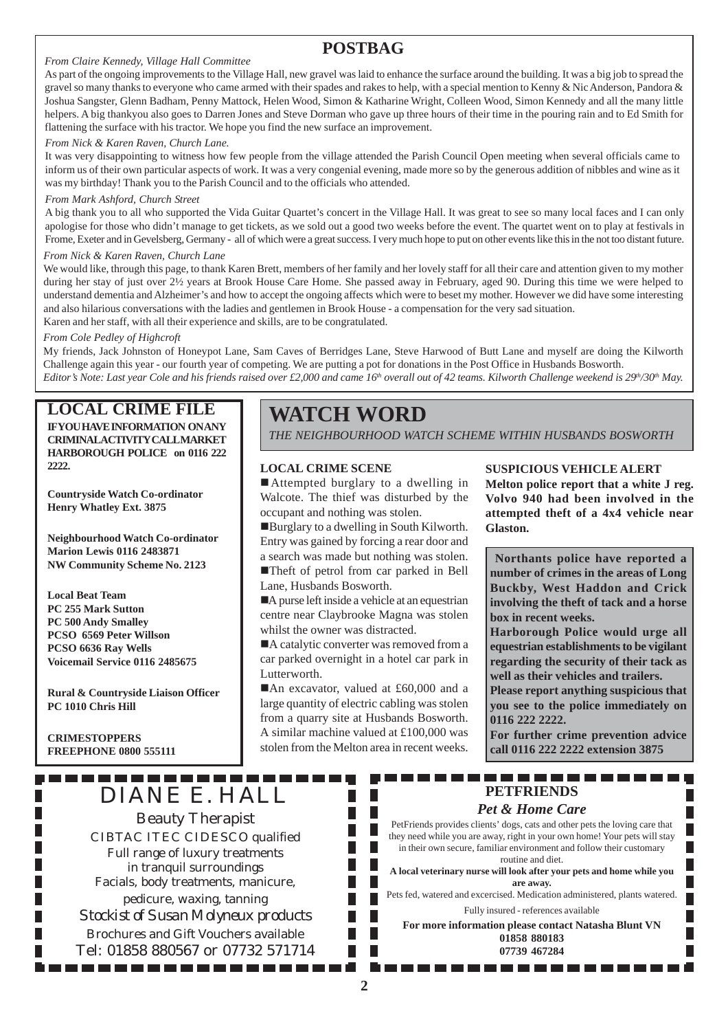## POSTBAG

*From Claire Kennedy, Village Hall Committee*

As part of the ongoing improvements to the Village Hall, new gravel was laid to enhance the surface around the building. It was a big job to spread the gravel so many thanks to everyone who came armed with their spades and rakes to help, with a special mention to Kenny & Nic Anderson, Pandora & Joshua Sangster, Glenn Badham, Penny Mattock, Helen Wood, Simon & Katharine Wright, Colleen Wood, Simon Kennedy and all the many little helpers. A big thankyou also goes to Darren Jones and Steve Dorman who gave up three hours of their time in the pouring rain and to Ed Smith for flattening the surface with his tractor. We hope you find the new surface an improvement.

*From Nick & Karen Raven, Church Lane.*

It was very disappointing to witness how few people from the village attended the Parish Council Open meeting when several officials came to inform us of their own particular aspects of work. It was a very congenial evening, made more so by the generous addition of nibbles and wine as it was my birthday! Thank you to the Parish Council and to the officials who attended.

*From Mark Ashford, Church Street*

A big thank you to all who supported the Vida Guitar Quartet's concert in the Village Hall. It was great to see so many local faces and I can only apologise for those who didn't manage to get tickets, as we sold out a good two weeks before the event. The quartet went on to play at festivals in Frome, Exeter and in Gevelsberg, Germany - all of which were a great success. I very much hope to put on other events like this in the not too distant future.

*From Nick & Karen Raven, Church Lane*

We would like, through this page, to thank Karen Brett, members of her family and her lovely staff for all their care and attention given to my mother during her stay of just over 2½ years at Brook House Care Home. She passed away in February, aged 90. During this time we were helped to understand dementia and Alzheimer's and how to accept the ongoing affects which were to beset my mother. However we did have some interesting and also hilarious conversations with the ladies and gentlemen in Brook House - a compensation for the very sad situation.

Karen and her staff, with all their experience and skills, are to be congratulated.

*From Cole Pedley of Highcroft*

My friends, Jack Johnston of Honeypot Lane, Sam Caves of Berridges Lane, Steve Harwood of Butt Lane and myself are doing the Kilworth Challenge again this year - our fourth year of competing. We are putting a pot for donations in the Post Office in Husbands Bosworth.

*Editor's Note: Last year Cole and his friends raised over £2,000 and came 16th overall out of 42 teams. Kilworth Challenge weekend is 29th/30th May.*

## LOCAL CRIME FILE

**IF YOU HAVE INFORMATION ON ANY CRIMINAL ACTIVITY CALL MARKET HARBOROUGH POLICE on 0116 222 2222.**

**Countryside Watch Co-ordinator**
**Henry Whatley Ext. 3875**

**Neighbourhood Watch Co-ordinator**
**Marion Lewis 0116 2483871**
**NW Community Scheme No. 2123**

**Local Beat Team**
**PC 255 Mark Sutton**
**PC 500 Andy Smalley**
**PCSO 6569 Peter Willson**
**PCSO 6636 Ray Wells**
**Voicemail Service 0116 2485675**

**Rural & Countryside Liaison Officer**
**PC 1010 Chris Hill**

**CRIMESTOPPERS**
**FREEPHONE 0800 555111**

## WATCH WORD

*THE NEIGHBOURHOOD WATCH SCHEME WITHIN HUSBANDS BOSWORTH*

### LOCAL CRIME SCENE

- Attempted burglary to a dwelling in Walcote. The thief was disturbed by the occupant and nothing was stolen.
- Burglary to a dwelling in South Kilworth. Entry was gained by forcing a rear door and a search was made but nothing was stolen.
- Theft of petrol from car parked in Bell Lane, Husbands Bosworth.
- A purse left inside a vehicle at an equestrian centre near Claybrooke Magna was stolen whilst the owner was distracted.
- A catalytic converter was removed from a car parked overnight in a hotel car park in Lutterworth.
- An excavator, valued at £60,000 and a large quantity of electric cabling was stolen from a quarry site at Husbands Bosworth. A similar machine valued at £100,000 was stolen from the Melton area in recent weeks.

### SUSPICIOUS VEHICLE ALERT

**Melton police report that a white J reg. Volvo 940 had been involved in the attempted theft of a 4x4 vehicle near Glaston.**

**Northants police have reported a number of crimes in the areas of Long Buckby, West Haddon and Crick involving the theft of tack and a horse box in recent weeks.**

**Harborough Police would urge all equestrian establishments to be vigilant regarding the security of their tack as well as their vehicles and trailers.**

**Please report anything suspicious that you see to the police immediately on 0116 222 2222.**

**For further crime prevention advice call 0116 222 2222 extension 3875**

---

## DIANE E. HALL

Beauty Therapist

CIBTAC ITEC CIDESCO qualified

Full range of luxury treatments in tranquil surroundings

Facials, body treatments, manicure, pedicure, waxing, tanning

*Stockist of Susan Molyneux products*

Brochures and Gift Vouchers available

Tel: 01858 880567 or 07732 571714

---

## PETFRIENDS

*Pet & Home Care*

PetFriends provides clients' dogs, cats and other pets the loving care that they need while you are away, right in your own home! Your pets will stay in their own secure, familiar environment and follow their customary routine and diet.

**A local veterinary nurse will look after your pets and home while you are away.**

Pets fed, watered and excercised. Medication administered, plants watered.

Fully insured - references available

**For more information please contact Natasha Blunt VN**
**01858 880183**
**07739 467284**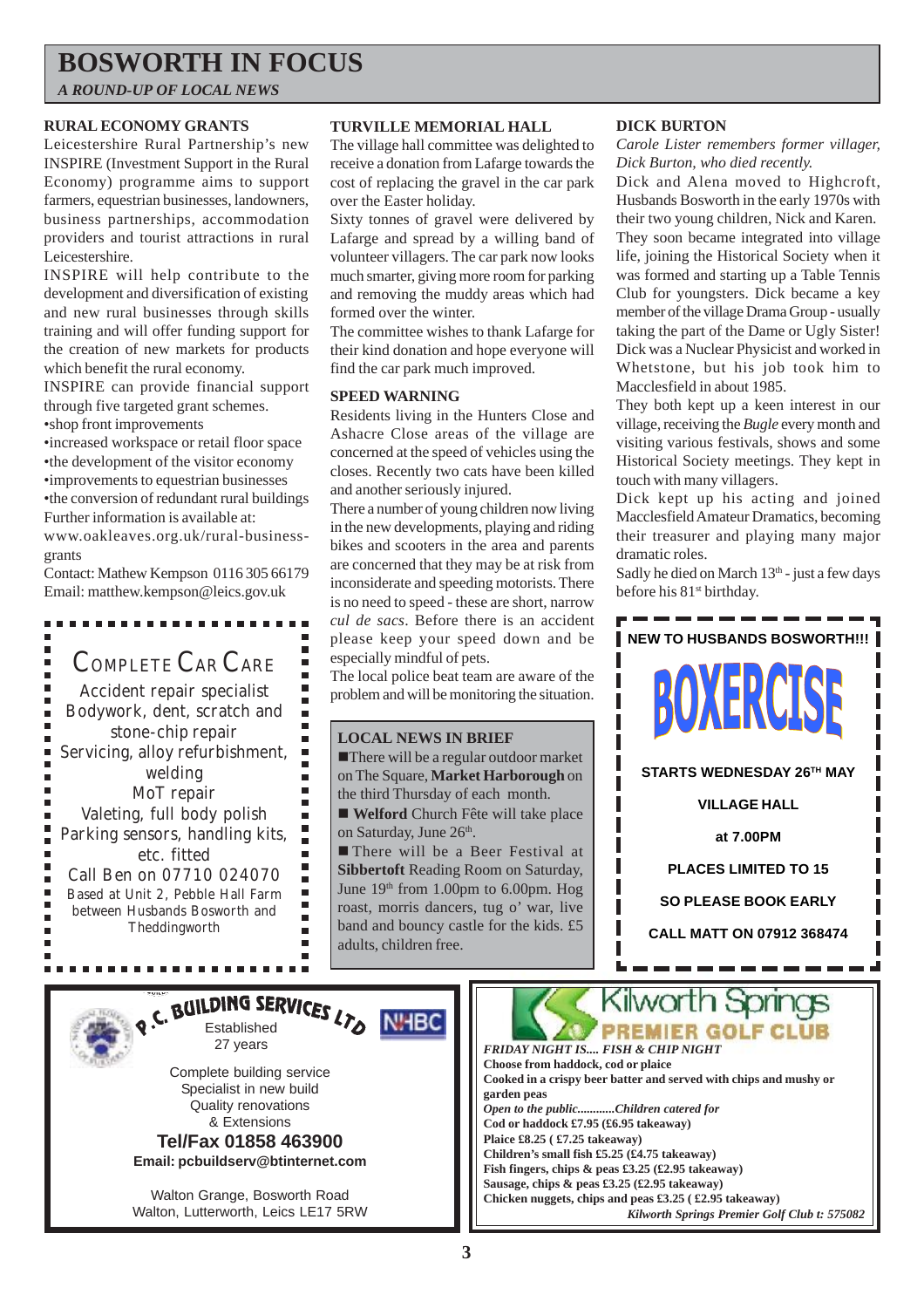# BOSWORTH IN FOCUS

*A ROUND-UP OF LOCAL NEWS*

### RURAL ECONOMY GRANTS

Leicestershire Rural Partnership's new INSPIRE (Investment Support in the Rural Economy) programme aims to support farmers, equestrian businesses, landowners, business partnerships, accommodation providers and tourist attractions in rural Leicestershire.

INSPIRE will help contribute to the development and diversification of existing and new rural businesses through skills training and will offer funding support for the creation of new markets for products which benefit the rural economy.

INSPIRE can provide financial support through five targeted grant schemes.

- shop front improvements
- increased workspace or retail floor space
- the development of the visitor economy
- improvements to equestrian businesses
- the conversion of redundant rural buildings

Further information is available at:
www.oakleaves.org.uk/rural-business-grants

Contact: Mathew Kempson 0116 305 66179
Email: matthew.kempson@leics.gov.uk

---

**COMPLETE CAR CARE**

Accident repair specialist
Bodywork, dent, scratch and stone-chip repair
Servicing, alloy refurbishment, welding
MoT repair
Valeting, full body polish
Parking sensors, handling kits, etc. fitted
Call Ben on 07710 024070
Based at Unit 2, Pebble Hall Farm between Husbands Bosworth and Theddingworth

---

### TURVILLE MEMORIAL HALL

The village hall committee was delighted to receive a donation from Lafarge towards the cost of replacing the gravel in the car park over the Easter holiday.

Sixty tonnes of gravel were delivered by Lafarge and spread by a willing band of volunteer villagers. The car park now looks much smarter, giving more room for parking and removing the muddy areas which had formed over the winter.

The committee wishes to thank Lafarge for their kind donation and hope everyone will find the car park much improved.

### SPEED WARNING

Residents living in the Hunters Close and Ashacre Close areas of the village are concerned at the speed of vehicles using the closes. Recently two cats have been killed and another seriously injured.

There a number of young children now living in the new developments, playing and riding bikes and scooters in the area and parents are concerned that they may be at risk from inconsiderate and speeding motorists. There is no need to speed - these are short, narrow *cul de sacs*. Before there is an accident please keep your speed down and be especially mindful of pets.

The local police beat team are aware of the problem and will be monitoring the situation.

### LOCAL NEWS IN BRIEF

- There will be a regular outdoor market on The Square, **Market Harborough** on the third Thursday of each month.
- **Welford** Church Fête will take place on Saturday, June 26th.
- There will be a Beer Festival at **Sibbertoft** Reading Room on Saturday, June 19th from 1.00pm to 6.00pm. Hog roast, morris dancers, tug o' war, live band and bouncy castle for the kids. £5 adults, children free.

### DICK BURTON

*Carole Lister remembers former villager, Dick Burton, who died recently.*

Dick and Alena moved to Highcroft, Husbands Bosworth in the early 1970s with their two young children, Nick and Karen. They soon became integrated into village life, joining the Historical Society when it was formed and starting up a Table Tennis Club for youngsters. Dick became a key member of the village Drama Group - usually taking the part of the Dame or Ugly Sister! Dick was a Nuclear Physicist and worked in Whetstone, but his job took him to Macclesfield in about 1985.

They both kept up a keen interest in our village, receiving the *Bugle* every month and visiting various festivals, shows and some Historical Society meetings. They kept in touch with many villagers.

Dick kept up his acting and joined Macclesfield Amateur Dramatics, becoming their treasurer and playing many major dramatic roles.

Sadly he died on March 13th - just a few days before his 81st birthday.

---

**NEW TO HUSBANDS BOSWORTH!!!**

**BOXERCISE**

**STARTS WEDNESDAY 26TH MAY**

**VILLAGE HALL**

**at 7.00PM**

**PLACES LIMITED TO 15**

**SO PLEASE BOOK EARLY**

**CALL MATT ON 07912 368474**

---

**P.C. BUILDING SERVICES LTD** — NHBC

Established 27 years

Complete building service
Specialist in new build
Quality renovations & Extensions

**Tel/Fax 01858 463900**

**Email: pcbuildserv@btinternet.com**

Walton Grange, Bosworth Road
Walton, Lutterworth, Leics LE17 5RW

---

**Kilworth Springs PREMIER GOLF CLUB**

***FRIDAY NIGHT IS.... FISH & CHIP NIGHT***

**Choose from haddock, cod or plaice**

**Cooked in a crispy beer batter and served with chips and mushy or garden peas**

***Open to the public............Children catered for***

**Cod or haddock £7.95 (£6.95 takeaway)**
**Plaice £8.25 ( £7.25 takeaway)**
**Children's small fish £5.25 (£4.75 takeaway)**
**Fish fingers, chips & peas £3.25 (£2.95 takeaway)**
**Sausage, chips & peas £3.25 (£2.95 takeaway)**
**Chicken nuggets, chips and peas £3.25 ( £2.95 takeaway)**

***Kilworth Springs Premier Golf Club t: 575082***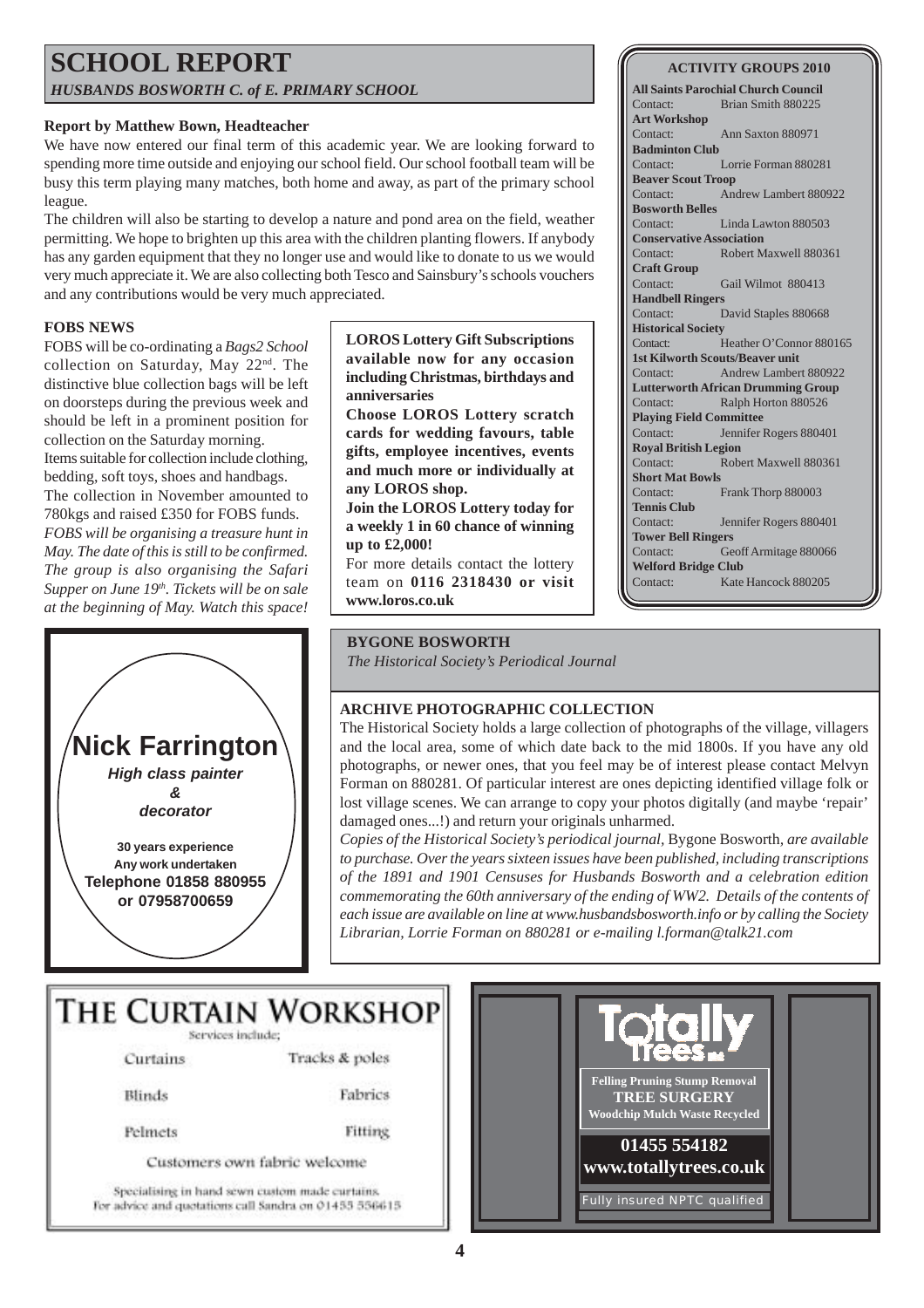# SCHOOL REPORT

*HUSBANDS BOSWORTH C. of E. PRIMARY SCHOOL*

**Report by Matthew Bown, Headteacher**

We have now entered our final term of this academic year. We are looking forward to spending more time outside and enjoying our school field. Our school football team will be busy this term playing many matches, both home and away, as part of the primary school league.

The children will also be starting to develop a nature and pond area on the field, weather permitting. We hope to brighten up this area with the children planting flowers. If anybody has any garden equipment that they no longer use and would like to donate to us we would very much appreciate it. We are also collecting both Tesco and Sainsbury's schools vouchers and any contributions would be very much appreciated.

**FOBS NEWS**

FOBS will be co-ordinating a *Bags2 School* collection on Saturday, May 22nd. The distinctive blue collection bags will be left on doorsteps during the previous week and should be left in a prominent position for collection on the Saturday morning.

Items suitable for collection include clothing, bedding, soft toys, shoes and handbags.

The collection in November amounted to 780kgs and raised £350 for FOBS funds.

*FOBS will be organising a treasure hunt in May. The date of this is still to be confirmed. The group is also organising the Safari Supper on June 19th. Tickets will be on sale at the beginning of May. Watch this space!*

**LOROS Lottery Gift Subscriptions available now for any occasion including Christmas, birthdays and anniversaries**

**Choose LOROS Lottery scratch cards for wedding favours, table gifts, employee incentives, events and much more or individually at any LOROS shop.**

**Join the LOROS Lottery today for a weekly 1 in 60 chance of winning up to £2,000!**

For more details contact the lottery team on **0116 2318430 or visit www.loros.co.uk**

**ACTIVITY GROUPS 2010**

**All Saints Parochial Church Council**
Contact: Brian Smith 880225

**Art Workshop**
Contact: Ann Saxton 880971

**Badminton Club**
Contact: Lorrie Forman 880281

**Beaver Scout Troop**
Contact: Andrew Lambert 880922

**Bosworth Belles**
Contact: Linda Lawton 880503

**Conservative Association**
Contact: Robert Maxwell 880361

**Craft Group**
Contact: Gail Wilmot 880413

**Handbell Ringers**
Contact: David Staples 880668

**Historical Society**
Contact: Heather O'Connor 880165

**1st Kilworth Scouts/Beaver unit**
Contact: Andrew Lambert 880922

**Lutterworth African Drumming Group**
Contact: Ralph Horton 880526

**Playing Field Committee**
Contact: Jennifer Rogers 880401

**Royal British Legion**
Contact: Robert Maxwell 880361

**Short Mat Bowls**
Contact: Frank Thorp 880003

**Tennis Club**
Contact: Jennifer Rogers 880401

**Tower Bell Ringers**
Contact: Geoff Armitage 880066

**Welford Bridge Club**
Contact: Kate Hancock 880205

**Nick Farrington**

*High class painter & decorator*

30 years experience
Any work undertaken
Telephone 01858 880955
or 07958700659

**BYGONE BOSWORTH**

*The Historical Society's Periodical Journal*

**ARCHIVE PHOTOGRAPHIC COLLECTION**

The Historical Society holds a large collection of photographs of the village, villagers and the local area, some of which date back to the mid 1800s. If you have any old photographs, or newer ones, that you feel may be of interest please contact Melvyn Forman on 880281. Of particular interest are ones depicting identified village folk or lost village scenes. We can arrange to copy your photos digitally (and maybe 'repair' damaged ones...!) and return your originals unharmed.

*Copies of the Historical Society's periodical journal,* Bygone Bosworth*, are available to purchase. Over the years sixteen issues have been published, including transcriptions of the 1891 and 1901 Censuses for Husbands Bosworth and a celebration edition commemorating the 60th anniversary of the ending of WW2. Details of the contents of each issue are available on line at www.husbandsbosworth.info or by calling the Society Librarian, Lorrie Forman on 880281 or e-mailing l.forman@talk21.com*

**THE CURTAIN WORKSHOP**

Services include;

Curtains — Tracks & poles

Blinds — Fabrics

Pelmets — Fitting

Customers own fabric welcome

Specialising in hand sewn custom made curtains.
For advice and quotations call Sandra on 01455 556615

**Totally Trees**

Felling Pruning Stump Removal
**TREE SURGERY**
Woodchip Mulch Waste Recycled

**01455 554182**
**www.totallytrees.co.uk**

Fully insured NPTC qualified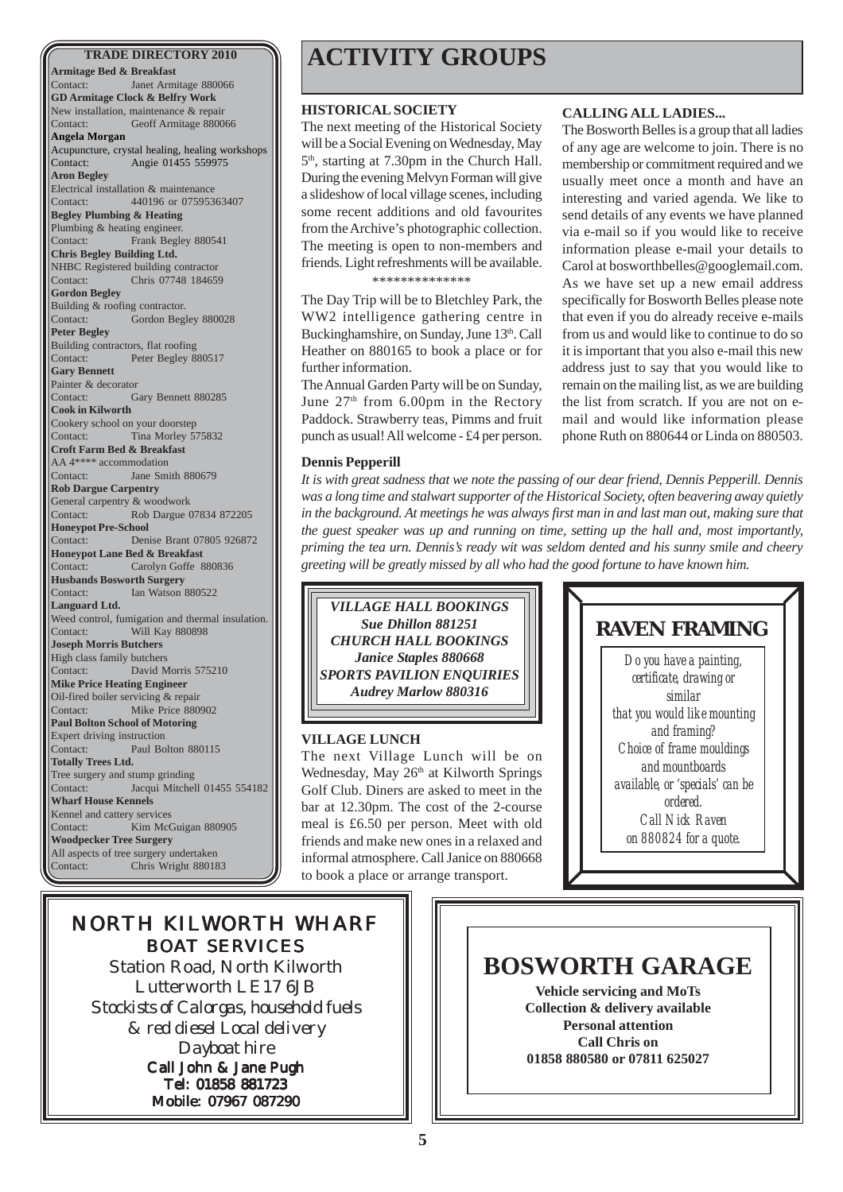## TRADE DIRECTORY 2010

**Armitage Bed & Breakfast**
Contact: Janet Armitage 880066

**GD Armitage Clock & Belfry Work**
New installation, maintenance & repair
Contact: Geoff Armitage 880066

**Angela Morgan**
Acupuncture, crystal healing, healing workshops
Contact: Angie 01455 559975

**Aron Begley**
Electrical installation & maintenance
Contact: 440196 or 07595363407

**Begley Plumbing & Heating**
Plumbing & heating engineer.
Contact: Frank Begley 880541

**Chris Begley Building Ltd.**
NHBC Registered building contractor
Contact: Chris 07748 184659

**Gordon Begley**
Building & roofing contractor.
Contact: Gordon Begley 880028

**Peter Begley**
Building contractors, flat roofing
Contact: Peter Begley 880517

**Gary Bennett**
Painter & decorator
Contact: Gary Bennett 880285

**Cook in Kilworth**
Cookery school on your doorstep
Contact: Tina Morley 575832

**Croft Farm Bed & Breakfast**
AA 4**** accommodation
Contact: Jane Smith 880679

**Rob Dargue Carpentry**
General carpentry & woodwork
Contact: Rob Dargue 07834 872205

**Honeypot Pre-School**
Contact: Denise Brant 07805 926872

**Honeypot Lane Bed & Breakfast**
Contact: Carolyn Goffe 880836

**Husbands Bosworth Surgery**
Contact: Ian Watson 880522

**Languard Ltd.**
Weed control, fumigation and thermal insulation.
Contact: Will Kay 880898

**Joseph Morris Butchers**
High class family butchers
Contact: David Morris 575210

**Mike Price Heating Engineer**
Oil-fired boiler servicing & repair
Contact: Mike Price 880902

**Paul Bolton School of Motoring**
Expert driving instruction
Contact: Paul Bolton 880115

**Totally Trees Ltd.**
Tree surgery and stump grinding
Contact: Jacqui Mitchell 01455 554182

**Wharf House Kennels**
Kennel and cattery services
Contact: Kim McGuigan 880905

**Woodpecker Tree Surgery**
All aspects of tree surgery undertaken
Contact: Chris Wright 880183

# ACTIVITY GROUPS

### HISTORICAL SOCIETY

The next meeting of the Historical Society will be a Social Evening on Wednesday, May 5th, starting at 7.30pm in the Church Hall. During the evening Melvyn Forman will give a slideshow of local village scenes, including some recent additions and old favourites from the Archive's photographic collection. The meeting is open to non-members and friends. Light refreshments will be available.

**************

The Day Trip will be to Bletchley Park, the WW2 intelligence gathering centre in Buckinghamshire, on Sunday, June 13th. Call Heather on 880165 to book a place or for further information.

The Annual Garden Party will be on Sunday, June 27th from 6.00pm in the Rectory Paddock. Strawberry teas, Pimms and fruit punch as usual! All welcome - £4 per person.

### CALLING ALL LADIES...

The Bosworth Belles is a group that all ladies of any age are welcome to join. There is no membership or commitment required and we usually meet once a month and have an interesting and varied agenda. We like to send details of any events we have planned via e-mail so if you would like to receive information please e-mail your details to Carol at bosworthbelles@googlemail.com. As we have set up a new email address specifically for Bosworth Belles please note that even if you do already receive e-mails from us and would like to continue to do so it is important that you also e-mail this new address just to say that you would like to remain on the mailing list, as we are building the list from scratch. If you are not on e-mail and would like information please phone Ruth on 880644 or Linda on 880503.

### Dennis Pepperill

*It is with great sadness that we note the passing of our dear friend, Dennis Pepperill. Dennis was a long time and stalwart supporter of the Historical Society, often beavering away quietly in the background. At meetings he was always first man in and last man out, making sure that the guest speaker was up and running on time, setting up the hall and, most importantly, priming the tea urn. Dennis's ready wit was seldom dented and his sunny smile and cheery greeting will be greatly missed by all who had the good fortune to have known him.*

***VILLAGE HALL BOOKINGS***
***Sue Dhillon 881251***
***CHURCH HALL BOOKINGS***
***Janice Staples 880668***
***SPORTS PAVILION ENQUIRIES***
***Audrey Marlow 880316***

### VILLAGE LUNCH

The next Village Lunch will be on Wednesday, May 26th at Kilworth Springs Golf Club. Diners are asked to meet in the bar at 12.30pm. The cost of the 2-course meal is £6.50 per person. Meet with old friends and make new ones in a relaxed and informal atmosphere. Call Janice on 880668 to book a place or arrange transport.

## RAVEN FRAMING

*Do you have a painting, certificate, drawing or similar that you would like mounting and framing? Choice of frame mouldings and mountboards available, or 'specials' can be ordered. Call Nick Raven on 880824 for a quote.*

## NORTH KILWORTH WHARF BOAT SERVICES

Station Road, North Kilworth
Lutterworth LE17 6JB
*Stockists of Calorgas, household fuels & red diesel Local delivery*
*Dayboat hire*
**Call John & Jane Pugh**
**Tel: 01858 881723**
**Mobile: 07967 087290**

## BOSWORTH GARAGE

**Vehicle servicing and MoTs**
**Collection & delivery available**
**Personal attention**
**Call Chris on**
**01858 880580 or 07811 625027**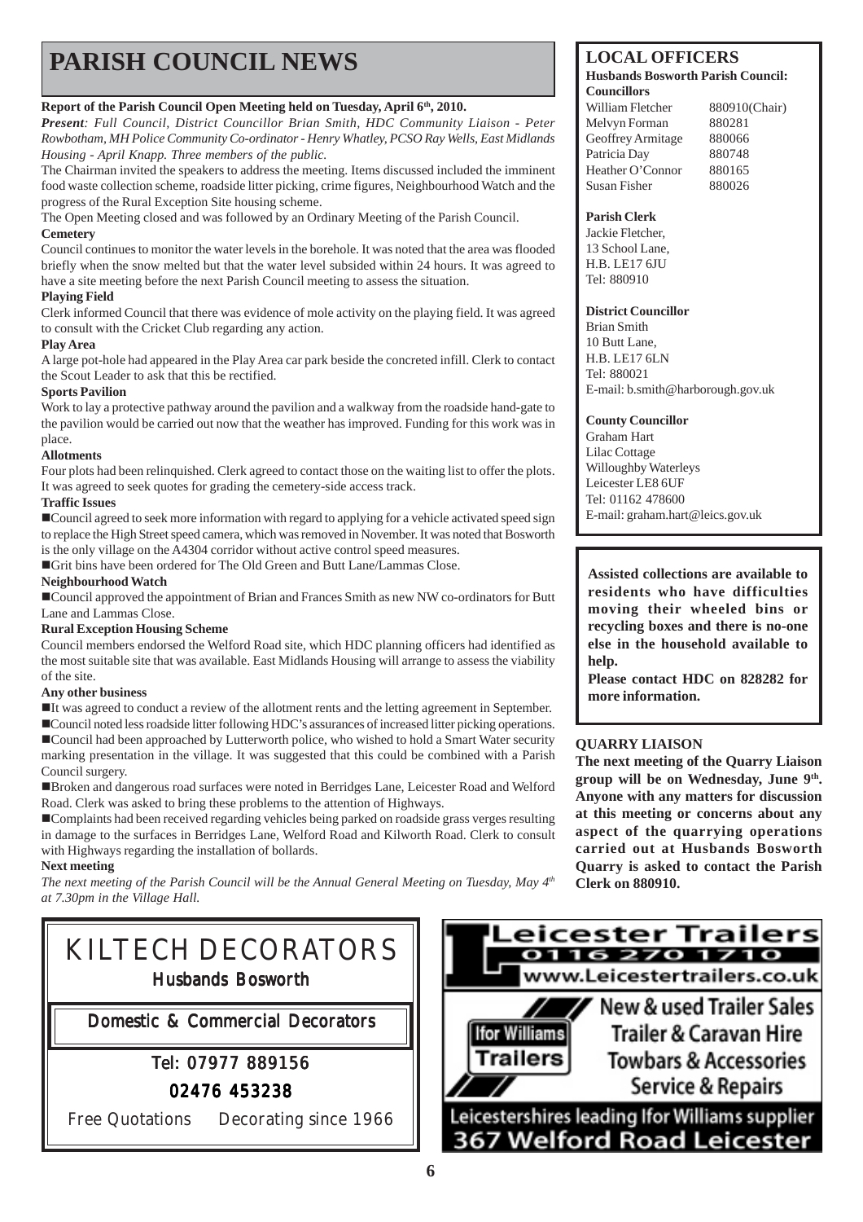# PARISH COUNCIL NEWS

**Report of the Parish Council Open Meeting held on Tuesday, April 6th, 2010.**

***Present**: Full Council, District Councillor Brian Smith, HDC Community Liaison - Peter Rowbotham, MH Police Community Co-ordinator - Henry Whatley, PCSO Ray Wells, East Midlands Housing - April Knapp. Three members of the public.*

The Chairman invited the speakers to address the meeting. Items discussed included the imminent food waste collection scheme, roadside litter picking, crime figures, Neighbourhood Watch and the progress of the Rural Exception Site housing scheme.

The Open Meeting closed and was followed by an Ordinary Meeting of the Parish Council.

**Cemetery**

Council continues to monitor the water levels in the borehole. It was noted that the area was flooded briefly when the snow melted but that the water level subsided within 24 hours. It was agreed to have a site meeting before the next Parish Council meeting to assess the situation.

**Playing Field**

Clerk informed Council that there was evidence of mole activity on the playing field. It was agreed to consult with the Cricket Club regarding any action.

**Play Area**

A large pot-hole had appeared in the Play Area car park beside the concreted infill. Clerk to contact the Scout Leader to ask that this be rectified.

**Sports Pavilion**

Work to lay a protective pathway around the pavilion and a walkway from the roadside hand-gate to the pavilion would be carried out now that the weather has improved. Funding for this work was in place.

**Allotments**

Four plots had been relinquished. Clerk agreed to contact those on the waiting list to offer the plots. It was agreed to seek quotes for grading the cemetery-side access track.

**Traffic Issues**

- Council agreed to seek more information with regard to applying for a vehicle activated speed sign to replace the High Street speed camera, which was removed in November. It was noted that Bosworth is the only village on the A4304 corridor without active control speed measures.
- Grit bins have been ordered for The Old Green and Butt Lane/Lammas Close.

**Neighbourhood Watch**

- Council approved the appointment of Brian and Frances Smith as new NW co-ordinators for Butt Lane and Lammas Close.

**Rural Exception Housing Scheme**

Council members endorsed the Welford Road site, which HDC planning officers had identified as the most suitable site that was available. East Midlands Housing will arrange to assess the viability of the site.

**Any other business**

- It was agreed to conduct a review of the allotment rents and the letting agreement in September.
- Council noted less roadside litter following HDC's assurances of increased litter picking operations.
- Council had been approached by Lutterworth police, who wished to hold a Smart Water security marking presentation in the village. It was suggested that this could be combined with a Parish Council surgery.
- Broken and dangerous road surfaces were noted in Berridges Lane, Leicester Road and Welford Road. Clerk was asked to bring these problems to the attention of Highways.
- Complaints had been received regarding vehicles being parked on roadside grass verges resulting in damage to the surfaces in Berridges Lane, Welford Road and Kilworth Road. Clerk to consult with Highways regarding the installation of bollards.

**Next meeting**

*The next meeting of the Parish Council will be the Annual General Meeting on Tuesday, May 4th at 7.30pm in the Village Hall.*

## LOCAL OFFICERS

**Husbands Bosworth Parish Council: Councillors**

| | |
|---|---|
| William Fletcher | 880910(Chair) |
| Melvyn Forman | 880281 |
| Geoffrey Armitage | 880066 |
| Patricia Day | 880748 |
| Heather O'Connor | 880165 |
| Susan Fisher | 880026 |

**Parish Clerk**
Jackie Fletcher,
13 School Lane,
H.B. LE17 6JU
Tel: 880910

**District Councillor**
Brian Smith
10 Butt Lane,
H.B. LE17 6LN
Tel: 880021
E-mail: b.smith@harborough.gov.uk

**County Councillor**
Graham Hart
Lilac Cottage
Willoughby Waterleys
Leicester LE8 6UF
Tel: 01162 478600
E-mail: graham.hart@leics.gov.uk

**Assisted collections are available to residents who have difficulties moving their wheeled bins or recycling boxes and there is no-one else in the household available to help.**

**Please contact HDC on 828282 for more information.**

**QUARRY LIAISON**

**The next meeting of the Quarry Liaison group will be on Wednesday, June 9th. Anyone with any matters for discussion at this meeting or concerns about any aspect of the quarrying operations carried out at Husbands Bosworth Quarry is asked to contact the Parish Clerk on 880910.**

KILTECH DECORATORS
Husbands Bosworth

Domestic & Commercial Decorators

Tel: 07977 889156
02476 453238

Free Quotations    Decorating since 1966

Leicester Trailers
0116 270 1710
www.Leicestertrailers.co.uk

Ifor Williams Trailers

New & used Trailer Sales
Trailer & Caravan Hire
Towbars & Accessories
Service & Repairs

Leicestershires leading Ifor Williams supplier
367 Welford Road Leicester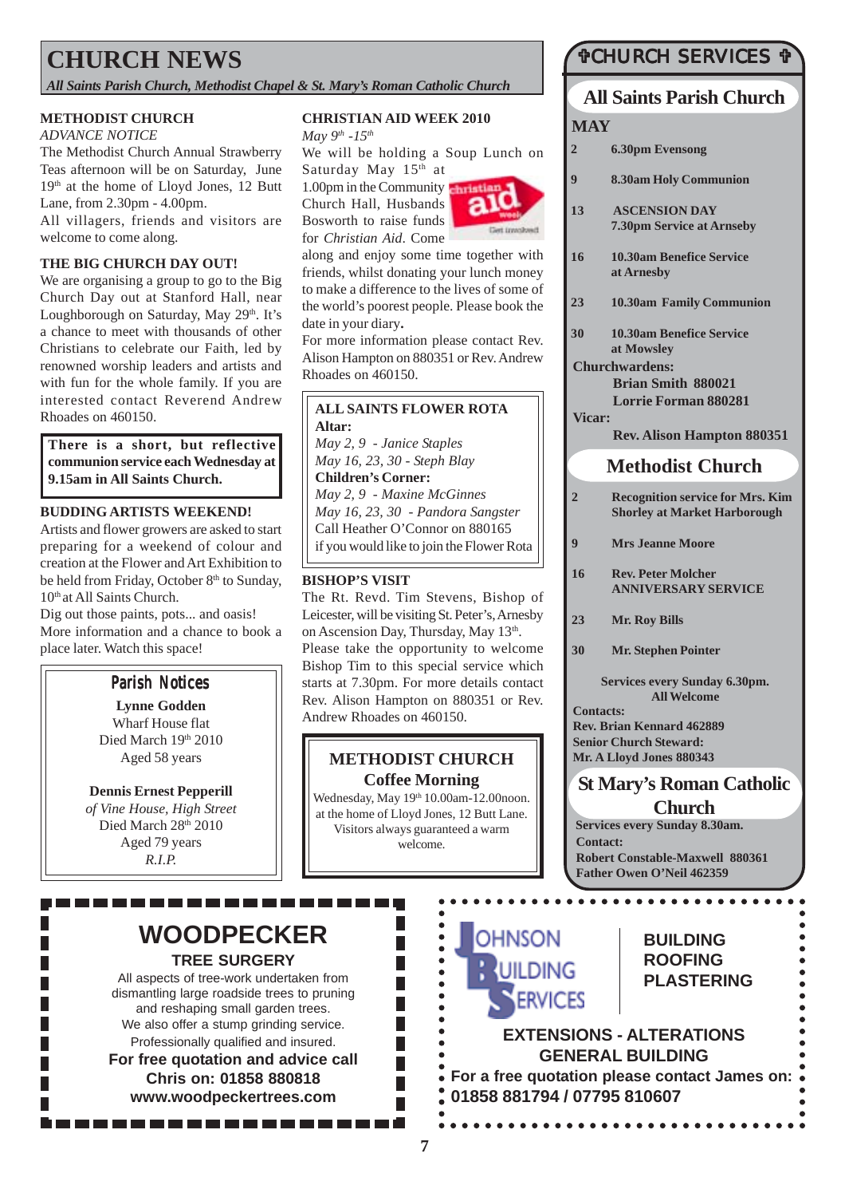# CHURCH NEWS

*All Saints Parish Church, Methodist Chapel & St. Mary's Roman Catholic Church*

### METHODIST CHURCH

*ADVANCE NOTICE*

The Methodist Church Annual Strawberry Teas afternoon will be on Saturday, June 19th at the home of Lloyd Jones, 12 Butt Lane, from 2.30pm - 4.00pm.

All villagers, friends and visitors are welcome to come along.

### THE BIG CHURCH DAY OUT!

We are organising a group to go to the Big Church Day out at Stanford Hall, near Loughborough on Saturday, May 29th. It's a chance to meet with thousands of other Christians to celebrate our Faith, led by renowned worship leaders and artists and with fun for the whole family. If you are interested contact Reverend Andrew Rhoades on 460150.

**There is a short, but reflective communion service each Wednesday at 9.15am in All Saints Church.**

### BUDDING ARTISTS WEEKEND!

Artists and flower growers are asked to start preparing for a weekend of colour and creation at the Flower and Art Exhibition to be held from Friday, October 8th to Sunday, 10th at All Saints Church.

Dig out those paints, pots... and oasis!

More information and a chance to book a place later. Watch this space!

### Parish Notices

**Lynne Godden**
Wharf House flat
Died March 19th 2010
Aged 58 years

**Dennis Ernest Pepperill**
*of Vine House, High Street*
Died March 28th 2010
Aged 79 years
*R.I.P.*

### CHRISTIAN AID WEEK 2010

*May 9th -15th*

We will be holding a Soup Lunch on Saturday May 15th at 1.00pm in the Community Church Hall, Husbands Bosworth to raise funds for *Christian Aid*. Come along and enjoy some time together with friends, whilst donating your lunch money to make a difference to the lives of some of the world's poorest people. Please book the date in your diary**.**

For more information please contact Rev. Alison Hampton on 880351 or Rev. Andrew Rhoades on 460150.

### ALL SAINTS FLOWER ROTA

**Altar:**
*May 2, 9 - Janice Staples*
*May 16, 23, 30 - Steph Blay*

**Children's Corner:**
*May 2, 9 - Maxine McGinnes*
*May 16, 23, 30 - Pandora Sangster*

Call Heather O'Connor on 880165 if you would like to join the Flower Rota

### BISHOP'S VISIT

The Rt. Revd. Tim Stevens, Bishop of Leicester, will be visiting St. Peter's, Arnesby on Ascension Day, Thursday, May 13th.

Please take the opportunity to welcome Bishop Tim to this special service which starts at 7.30pm. For more details contact Rev. Alison Hampton on 880351 or Rev. Andrew Rhoades on 460150.

### METHODIST CHURCH
### Coffee Morning

Wednesday, May 19th 10.00am-12.00noon. at the home of Lloyd Jones, 12 Butt Lane. Visitors always guaranteed a warm welcome.

## ✞CHURCH SERVICES ✞

### All Saints Parish Church

**MAY**

| | |
|---|---|
| **2** | **6.30pm Evensong** |
| **9** | **8.30am Holy Communion** |
| **13** | **ASCENSION DAY 7.30pm Service at Arnseby** |
| **16** | **10.30am Benefice Service at Arnesby** |
| **23** | **10.30am Family Communion** |
| **30** | **10.30am Benefice Service at Mowsley** |

**Churchwardens:**
**Brian Smith 880021**
**Lorrie Forman 880281**

**Vicar:**
**Rev. Alison Hampton 880351**

### Methodist Church

| | |
|---|---|
| **2** | **Recognition service for Mrs. Kim Shorley at Market Harborough** |
| **9** | **Mrs Jeanne Moore** |
| **16** | **Rev. Peter Molcher ANNIVERSARY SERVICE** |
| **23** | **Mr. Roy Bills** |
| **30** | **Mr. Stephen Pointer** |

**Services every Sunday 6.30pm. All Welcome**

**Contacts:**
**Rev. Brian Kennard 462889**
**Senior Church Steward:**
**Mr. A Lloyd Jones 880343**

### St Mary's Roman Catholic Church

**Services every Sunday 8.30am.**
**Contact:**
**Robert Constable-Maxwell 880361**
**Father Owen O'Neil 462359**

---

## WOODPECKER
### TREE SURGERY

All aspects of tree-work undertaken from dismantling large roadside trees to pruning and reshaping small garden trees.
We also offer a stump grinding service.
Professionally qualified and insured.

**For free quotation and advice call Chris on: 01858 880818**
**www.woodpeckertrees.com**

---

## JOHNSON BUILDING SERVICES

**BUILDING**
**ROOFING**
**PLASTERING**

**EXTENSIONS - ALTERATIONS**
**GENERAL BUILDING**

**For a free quotation please contact James on: 01858 881794 / 07795 810607**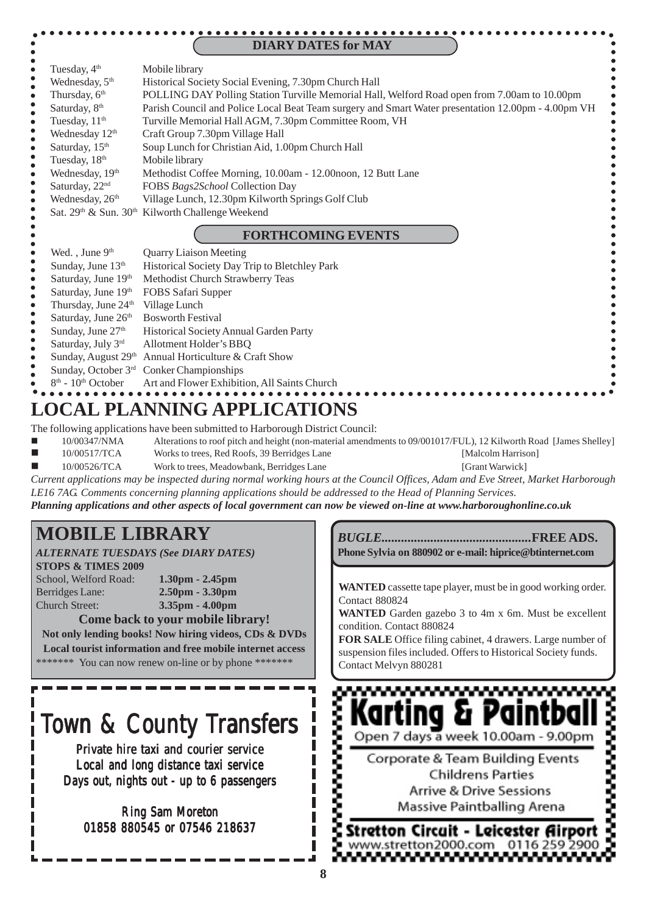## DIARY DATES for MAY

| | |
|---|---|
| Tuesday, 4th | Mobile library |
| Wednesday, 5th | Historical Society Social Evening, 7.30pm Church Hall |
| Thursday, 6th | POLLING DAY Polling Station Turville Memorial Hall, Welford Road open from 7.00am to 10.00pm |
| Saturday, 8th | Parish Council and Police Local Beat Team surgery and Smart Water presentation 12.00pm - 4.00pm VH |
| Tuesday, 11th | Turville Memorial Hall AGM, 7.30pm Committee Room, VH |
| Wednesday 12th | Craft Group 7.30pm Village Hall |
| Saturday, 15th | Soup Lunch for Christian Aid, 1.00pm Church Hall |
| Tuesday, 18th | Mobile library |
| Wednesday, 19th | Methodist Coffee Morning, 10.00am - 12.00noon, 12 Butt Lane |
| Saturday, 22nd | FOBS *Bags2School* Collection Day |
| Wednesday, 26th | Village Lunch, 12.30pm Kilworth Springs Golf Club |
| Sat. 29th & Sun. 30th | Kilworth Challenge Weekend |

## FORTHCOMING EVENTS

| | |
|---|---|
| Wed. , June 9th | Quarry Liaison Meeting |
| Sunday, June 13th | Historical Society Day Trip to Bletchley Park |
| Saturday, June 19th | Methodist Church Strawberry Teas |
| Saturday, June 19th | FOBS Safari Supper |
| Thursday, June 24th | Village Lunch |
| Saturday, June 26th | Bosworth Festival |
| Sunday, June 27th | Historical Society Annual Garden Party |
| Saturday, July 3rd | Allotment Holder's BBQ |
| Sunday, August 29th | Annual Horticulture & Craft Show |
| Sunday, October 3rd | Conker Championships |
| 8th - 10th October | Art and Flower Exhibition, All Saints Church |

# LOCAL PLANNING APPLICATIONS

The following applications have been submitted to Harborough District Council:

- 10/00347/NMA — Alterations to roof pitch and height (non-material amendments to 09/001017/FUL), 12 Kilworth Road [James Shelley]
- 10/00517/TCA — Works to trees, Red Roofs, 39 Berridges Lane [Malcolm Harrison]
- 10/00526/TCA — Work to trees, Meadowbank, Berridges Lane [Grant Warwick]

*Current applications may be inspected during normal working hours at the Council Offices, Adam and Eve Street, Market Harborough LE16 7AG. Comments concerning planning applications should be addressed to the Head of Planning Services.*

***Planning applications and other aspects of local government can now be viewed on-line at www.harboroughonline.co.uk***

# MOBILE LIBRARY

***ALTERNATE TUESDAYS (See DIARY DATES)***

**STOPS & TIMES 2009**

| | |
|---|---|
| School, Welford Road: | **1.30pm - 2.45pm** |
| Berridges Lane: | **2.50pm - 3.30pm** |
| Church Street: | **3.35pm - 4.00pm** |

**Come back to your mobile library!**

**Not only lending books! Now hiring videos, CDs & DVDs**

**Local tourist information and free mobile internet access**

******* You can now renew on-line or by phone *******

## *BUGLE*.............................................FREE ADS.

**Phone Sylvia on 880902 or e-mail: hiprice@btinternet.com**

**WANTED** cassette tape player, must be in good working order. Contact 880824

**WANTED** Garden gazebo 3 to 4m x 6m. Must be excellent condition. Contact 880824

**FOR SALE** Office filing cabinet, 4 drawers. Large number of suspension files included. Offers to Historical Society funds. Contact Melvyn 880281

# Town & County Transfers

Private hire taxi and courier service

Local and long distance taxi service

Days out, nights out - up to 6 passengers

Ring Sam Moreton

01858 880545 or 07546 218637

# Karting & Paintball

Open 7 days a week 10.00am - 9.00pm

Corporate & Team Building Events

Childrens Parties

Arrive & Drive Sessions

Massive Paintballing Arena

**Stretton Circuit - Leicester Airport**

www.stretton2000.com 0116 259 2900